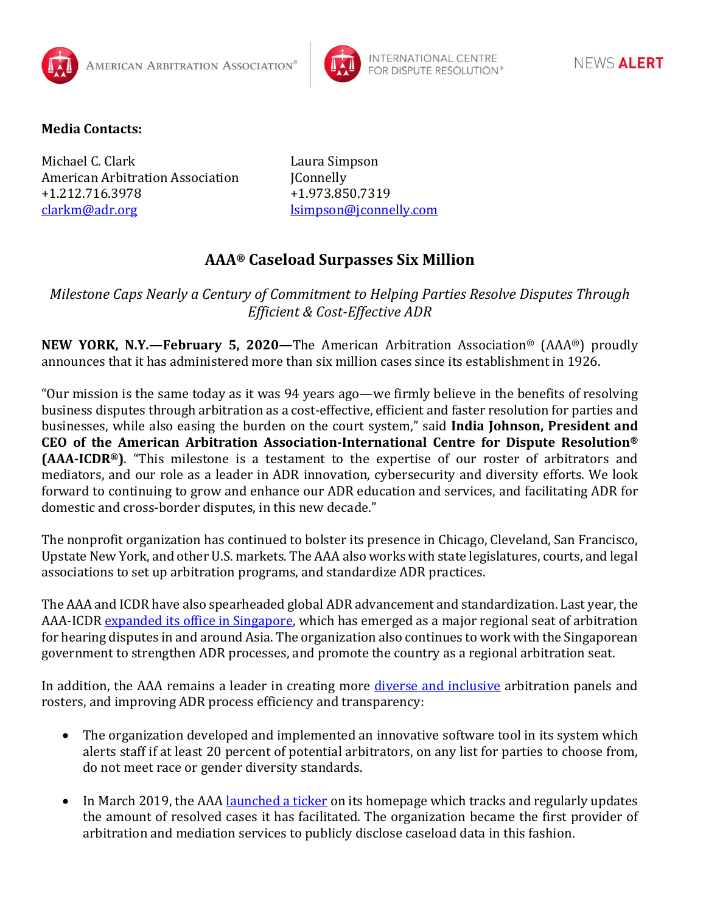American Arbitration Association® | International Centre for Dispute Resolution® | NEWS **ALERT**

**Media Contacts:**

Michael C. Clark
American Arbitration Association
+1.212.716.3978
clarkm@adr.org

Laura Simpson
JConnelly
+1.973.850.7319
lsimpson@jconnelly.com

# AAA® Caseload Surpasses Six Million

*Milestone Caps Nearly a Century of Commitment to Helping Parties Resolve Disputes Through Efficient & Cost-Effective ADR*

**NEW YORK, N.Y.—February 5, 2020—**The American Arbitration Association® (AAA®) proudly announces that it has administered more than six million cases since its establishment in 1926.

"Our mission is the same today as it was 94 years ago—we firmly believe in the benefits of resolving business disputes through arbitration as a cost-effective, efficient and faster resolution for parties and businesses, while also easing the burden on the court system," said **India Johnson, President and CEO of the American Arbitration Association-International Centre for Dispute Resolution® (AAA-ICDR®)**. "This milestone is a testament to the expertise of our roster of arbitrators and mediators, and our role as a leader in ADR innovation, cybersecurity and diversity efforts. We look forward to continuing to grow and enhance our ADR education and services, and facilitating ADR for domestic and cross-border disputes, in this new decade."

The nonprofit organization has continued to bolster its presence in Chicago, Cleveland, San Francisco, Upstate New York, and other U.S. markets. The AAA also works with state legislatures, courts, and legal associations to set up arbitration programs, and standardize ADR practices.

The AAA and ICDR have also spearheaded global ADR advancement and standardization. Last year, the AAA-ICDR expanded its office in Singapore, which has emerged as a major regional seat of arbitration for hearing disputes in and around Asia. The organization also continues to work with the Singaporean government to strengthen ADR processes, and promote the country as a regional arbitration seat.

In addition, the AAA remains a leader in creating more diverse and inclusive arbitration panels and rosters, and improving ADR process efficiency and transparency:

- The organization developed and implemented an innovative software tool in its system which alerts staff if at least 20 percent of potential arbitrators, on any list for parties to choose from, do not meet race or gender diversity standards.

- In March 2019, the AAA launched a ticker on its homepage which tracks and regularly updates the amount of resolved cases it has facilitated. The organization became the first provider of arbitration and mediation services to publicly disclose caseload data in this fashion.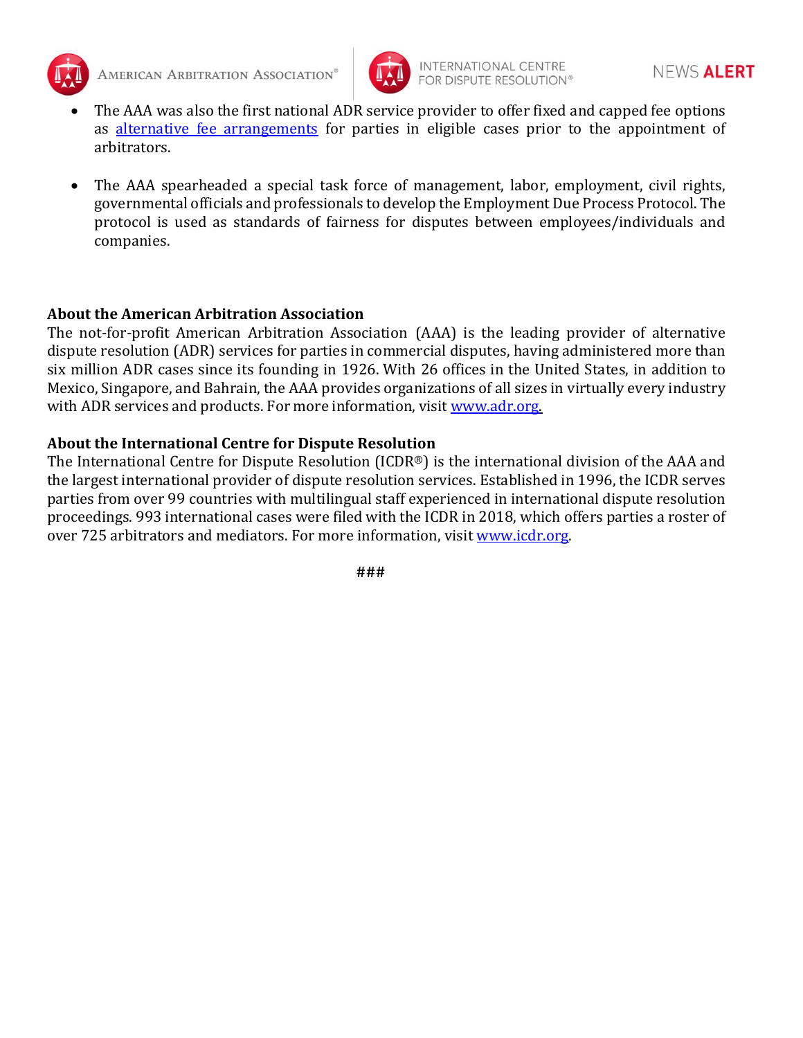- The AAA was also the first national ADR service provider to offer fixed and capped fee options as alternative fee arrangements for parties in eligible cases prior to the appointment of arbitrators.

- The AAA spearheaded a special task force of management, labor, employment, civil rights, governmental officials and professionals to develop the Employment Due Process Protocol. The protocol is used as standards of fairness for disputes between employees/individuals and companies.

**About the American Arbitration Association**
The not-for-profit American Arbitration Association (AAA) is the leading provider of alternative dispute resolution (ADR) services for parties in commercial disputes, having administered more than six million ADR cases since its founding in 1926. With 26 offices in the United States, in addition to Mexico, Singapore, and Bahrain, the AAA provides organizations of all sizes in virtually every industry with ADR services and products. For more information, visit www.adr.org.

**About the International Centre for Dispute Resolution**
The International Centre for Dispute Resolution (ICDR®) is the international division of the AAA and the largest international provider of dispute resolution services. Established in 1996, the ICDR serves parties from over 99 countries with multilingual staff experienced in international dispute resolution proceedings. 993 international cases were filed with the ICDR in 2018, which offers parties a roster of over 725 arbitrators and mediators. For more information, visit www.icdr.org.

###